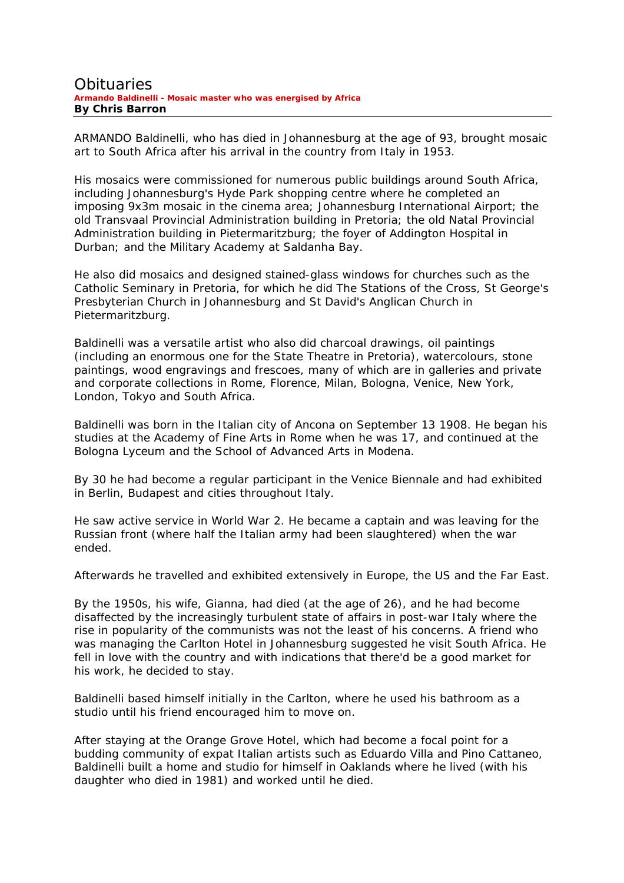# Obituaries

**Armando Baldinelli - Mosaic master who was energised by Africa**

**By Chris Barron**

ARMANDO Baldinelli, who has died in Johannesburg at the age of 93, brought mosaic art to South Africa after his arrival in the country from Italy in 1953.

His mosaics were commissioned for numerous public buildings around South Africa, including Johannesburg's Hyde Park shopping centre where he completed an imposing 9x3m mosaic in the cinema area; Johannesburg International Airport; the old Transvaal Provincial Administration building in Pretoria; the old Natal Provincial Administration building in Pietermaritzburg; the foyer of Addington Hospital in Durban; and the Military Academy at Saldanha Bay.

He also did mosaics and designed stained-glass windows for churches such as the Catholic Seminary in Pretoria, for which he did The Stations of the Cross, St George's Presbyterian Church in Johannesburg and St David's Anglican Church in Pietermaritzburg.

Baldinelli was a versatile artist who also did charcoal drawings, oil paintings (including an enormous one for the State Theatre in Pretoria), watercolours, stone paintings, wood engravings and frescoes, many of which are in galleries and private and corporate collections in Rome, Florence, Milan, Bologna, Venice, New York, London, Tokyo and South Africa.

Baldinelli was born in the Italian city of Ancona on September 13 1908. He began his studies at the Academy of Fine Arts in Rome when he was 17, and continued at the Bologna Lyceum and the School of Advanced Arts in Modena.

By 30 he had become a regular participant in the Venice Biennale and had exhibited in Berlin, Budapest and cities throughout Italy.

He saw active service in World War 2. He became a captain and was leaving for the Russian front (where half the Italian army had been slaughtered) when the war ended.

Afterwards he travelled and exhibited extensively in Europe, the US and the Far East.

By the 1950s, his wife, Gianna, had died (at the age of 26), and he had become disaffected by the increasingly turbulent state of affairs in post-war Italy where the rise in popularity of the communists was not the least of his concerns. A friend who was managing the Carlton Hotel in Johannesburg suggested he visit South Africa. He fell in love with the country and with indications that there'd be a good market for his work, he decided to stay.

Baldinelli based himself initially in the Carlton, where he used his bathroom as a studio until his friend encouraged him to move on.

After staying at the Orange Grove Hotel, which had become a focal point for a budding community of expat Italian artists such as Eduardo Villa and Pino Cattaneo, Baldinelli built a home and studio for himself in Oaklands where he lived (with his daughter who died in 1981) and worked until he died.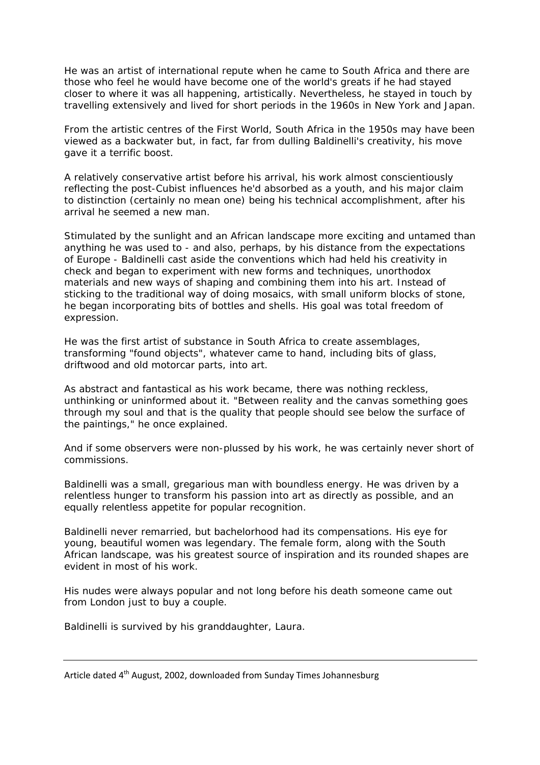He was an artist of international repute when he came to South Africa and there are those who feel he would have become one of the world's greats if he had stayed closer to where it was all happening, artistically. Nevertheless, he stayed in touch by travelling extensively and lived for short periods in the 1960s in New York and Japan.

From the artistic centres of the First World, South Africa in the 1950s may have been viewed as a backwater but, in fact, far from dulling Baldinelli's creativity, his move gave it a terrific boost.

A relatively conservative artist before his arrival, his work almost conscientiously reflecting the post-Cubist influences he'd absorbed as a youth, and his major claim to distinction (certainly no mean one) being his technical accomplishment, after his arrival he seemed a new man.

Stimulated by the sunlight and an African landscape more exciting and untamed than anything he was used to - and also, perhaps, by his distance from the expectations of Europe - Baldinelli cast aside the conventions which had held his creativity in check and began to experiment with new forms and techniques, unorthodox materials and new ways of shaping and combining them into his art. Instead of sticking to the traditional way of doing mosaics, with small uniform blocks of stone, he began incorporating bits of bottles and shells. His goal was total freedom of expression.

He was the first artist of substance in South Africa to create assemblages, transforming "found objects", whatever came to hand, including bits of glass, driftwood and old motorcar parts, into art.

As abstract and fantastical as his work became, there was nothing reckless, unthinking or uninformed about it. "Between reality and the canvas something goes through my soul and that is the quality that people should see below the surface of the paintings," he once explained.

And if some observers were non-plussed by his work, he was certainly never short of commissions.

Baldinelli was a small, gregarious man with boundless energy. He was driven by a relentless hunger to transform his passion into art as directly as possible, and an equally relentless appetite for popular recognition.

Baldinelli never remarried, but bachelorhood had its compensations. His eye for young, beautiful women was legendary. The female form, along with the South African landscape, was his greatest source of inspiration and its rounded shapes are evident in most of his work.

His nudes were always popular and not long before his death someone came out from London just to buy a couple.

Baldinelli is survived by his granddaughter, Laura.

---

Article dated 4th August, 2002, downloaded from Sunday Times Johannesburg